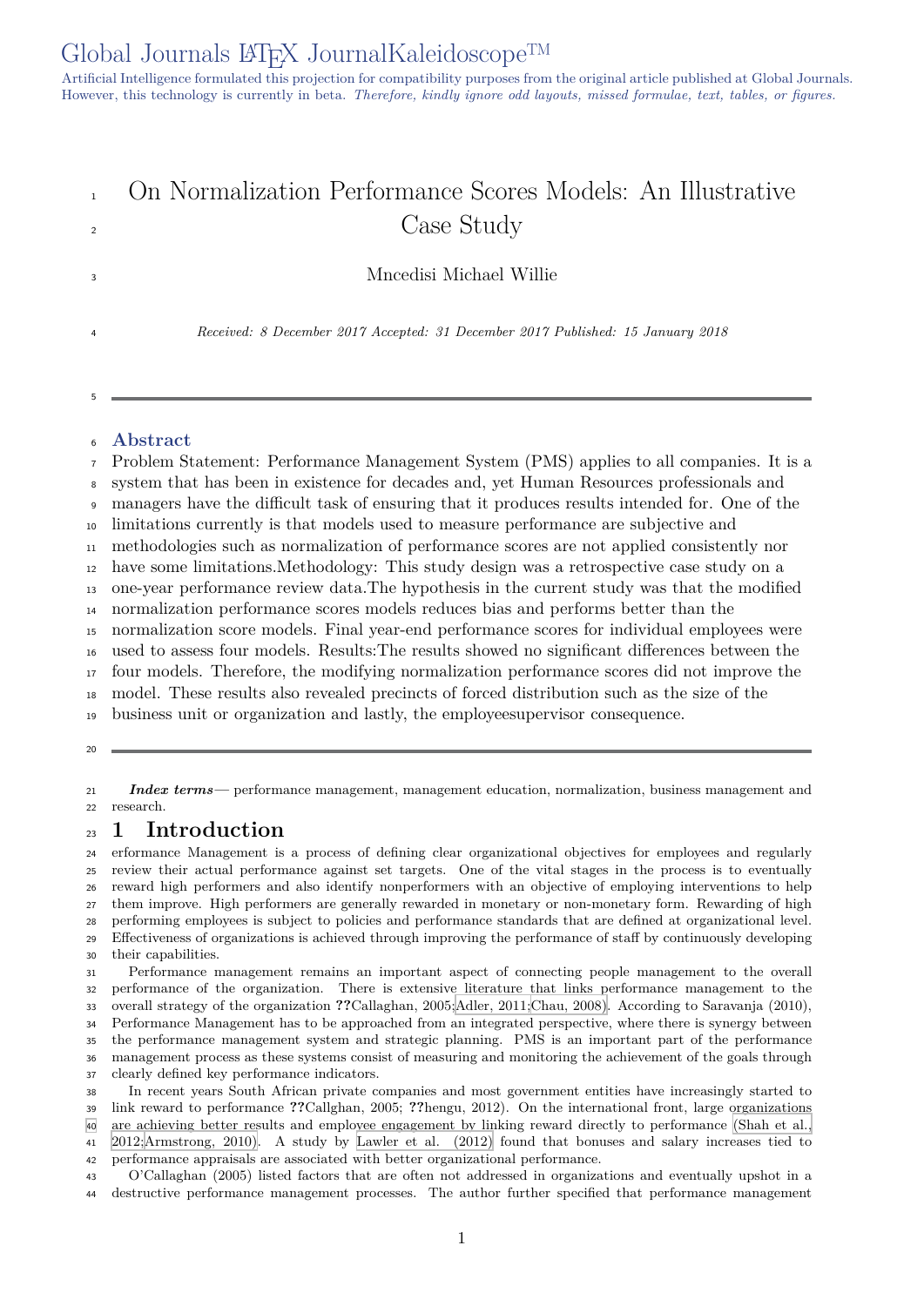# On Normalization Performance Scores Models: An Illustrative Case Study

Mncedisi Michael Willie

*Received: 8 December 2017 Accepted: 31 December 2017 Published: 15 January 2018*

## Abstract

Problem Statement: Performance Management System (PMS) applies to all companies. It is a system that has been in existence for decades and, yet Human Resources professionals and managers have the difficult task of ensuring that it produces results intended for. One of the limitations currently is that models used to measure performance are subjective and methodologies such as normalization of performance scores are not applied consistently nor have some limitations.Methodology: This study design was a retrospective case study on a one-year performance review data.The hypothesis in the current study was that the modified normalization performance scores models reduces bias and performs better than the normalization score models. Final year-end performance scores for individual employees were used to assess four models. Results:The results showed no significant differences between the four models. Therefore, the modifying normalization performance scores did not improve the model. These results also revealed precincts of forced distribution such as the size of the business unit or organization and lastly, the employeesupervisor consequence.

***Index terms*** — performance management, management education, normalization, business management and research.

## 1 Introduction

erformance Management is a process of defining clear organizational objectives for employees and regularly review their actual performance against set targets. One of the vital stages in the process is to eventually reward high performers and also identify nonperformers with an objective of employing interventions to help them improve. High performers are generally rewarded in monetary or non-monetary form. Rewarding of high performing employees is subject to policies and performance standards that are defined at organizational level. Effectiveness of organizations is achieved through improving the performance of staff by continuously developing their capabilities.

Performance management remains an important aspect of connecting people management to the overall performance of the organization. There is extensive literature that links performance management to the overall strategy of the organization ??Callaghan, 2005;Adler, 2011;Chau, 2008). According to Saravanja (2010), Performance Management has to be approached from an integrated perspective, where there is synergy between the performance management system and strategic planning. PMS is an important part of the performance management process as these systems consist of measuring and monitoring the achievement of the goals through clearly defined key performance indicators.

In recent years South African private companies and most government entities have increasingly started to link reward to performance ??Callghan, 2005; ??hengu, 2012). On the international front, large organizations are achieving better results and employee engagement by linking reward directly to performance (Shah et al., 2012;Armstrong, 2010). A study by Lawler et al. (2012) found that bonuses and salary increases tied to performance appraisals are associated with better organizational performance.

O'Callaghan (2005) listed factors that are often not addressed in organizations and eventually upshot in a destructive performance management processes. The author further specified that performance management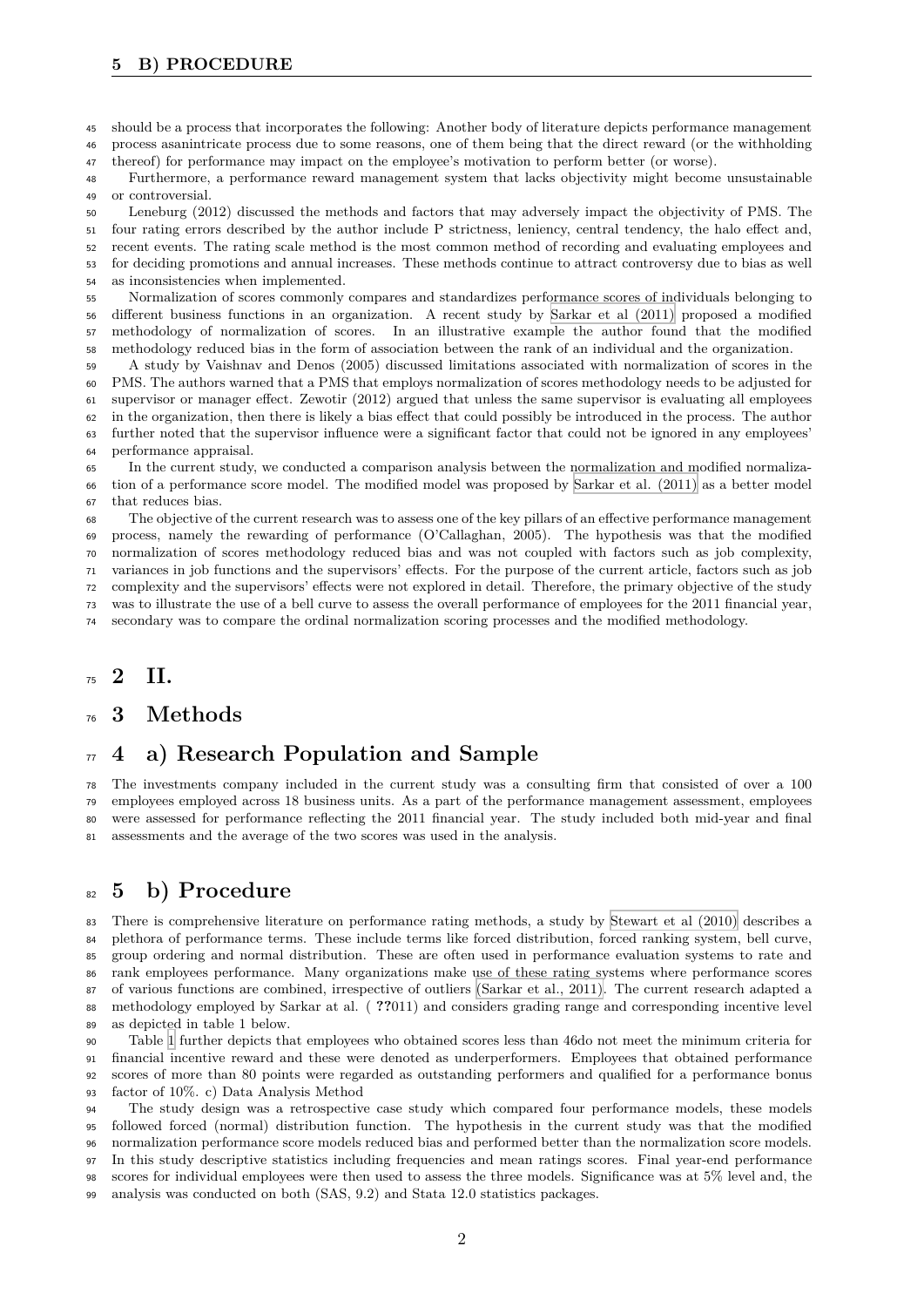should be a process that incorporates the following: Another body of literature depicts performance management process asanintricate process due to some reasons, one of them being that the direct reward (or the withholding thereof) for performance may impact on the employee's motivation to perform better (or worse).

Furthermore, a performance reward management system that lacks objectivity might become unsustainable or controversial.

Leneburg (2012) discussed the methods and factors that may adversely impact the objectivity of PMS. The four rating errors described by the author include P strictness, leniency, central tendency, the halo effect and, recent events. The rating scale method is the most common method of recording and evaluating employees and for deciding promotions and annual increases. These methods continue to attract controversy due to bias as well as inconsistencies when implemented.

Normalization of scores commonly compares and standardizes performance scores of individuals belonging to different business functions in an organization. A recent study by Sarkar et al (2011) proposed a modified methodology of normalization of scores. In an illustrative example the author found that the modified methodology reduced bias in the form of association between the rank of an individual and the organization.

A study by Vaishnav and Denos (2005) discussed limitations associated with normalization of scores in the PMS. The authors warned that a PMS that employs normalization of scores methodology needs to be adjusted for supervisor or manager effect. Zewotir (2012) argued that unless the same supervisor is evaluating all employees in the organization, then there is likely a bias effect that could possibly be introduced in the process. The author further noted that the supervisor influence were a significant factor that could not be ignored in any employees' performance appraisal.

In the current study, we conducted a comparison analysis between the normalization and modified normalization of a performance score model. The modified model was proposed by Sarkar et al. (2011) as a better model that reduces bias.

The objective of the current research was to assess one of the key pillars of an effective performance management process, namely the rewarding of performance (O'Callaghan, 2005). The hypothesis was that the modified normalization of scores methodology reduced bias and was not coupled with factors such as job complexity, variances in job functions and the supervisors' effects. For the purpose of the current article, factors such as job complexity and the supervisors' effects were not explored in detail. Therefore, the primary objective of the study was to illustrate the use of a bell curve to assess the overall performance of employees for the 2011 financial year, secondary was to compare the ordinal normalization scoring processes and the modified methodology.

# 2 II.

# 3 Methods

# 4 a) Research Population and Sample

The investments company included in the current study was a consulting firm that consisted of over a 100 employees employed across 18 business units. As a part of the performance management assessment, employees were assessed for performance reflecting the 2011 financial year. The study included both mid-year and final assessments and the average of the two scores was used in the analysis.

# 5 b) Procedure

There is comprehensive literature on performance rating methods, a study by Stewart et al (2010) describes a plethora of performance terms. These include terms like forced distribution, forced ranking system, bell curve, group ordering and normal distribution. These are often used in performance evaluation systems to rate and rank employees performance. Many organizations make use of these rating systems where performance scores of various functions are combined, irrespective of outliers (Sarkar et al., 2011). The current research adapted a methodology employed by Sarkar at al. ( **??**011) and considers grading range and corresponding incentive level as depicted in table 1 below.

Table 1 further depicts that employees who obtained scores less than 46do not meet the minimum criteria for financial incentive reward and these were denoted as underperformers. Employees that obtained performance scores of more than 80 points were regarded as outstanding performers and qualified for a performance bonus factor of 10%. c) Data Analysis Method

The study design was a retrospective case study which compared four performance models, these models followed forced (normal) distribution function. The hypothesis in the current study was that the modified normalization performance score models reduced bias and performed better than the normalization score models. In this study descriptive statistics including frequencies and mean ratings scores. Final year-end performance scores for individual employees were then used to assess the three models. Significance was at 5% level and, the analysis was conducted on both (SAS, 9.2) and Stata 12.0 statistics packages.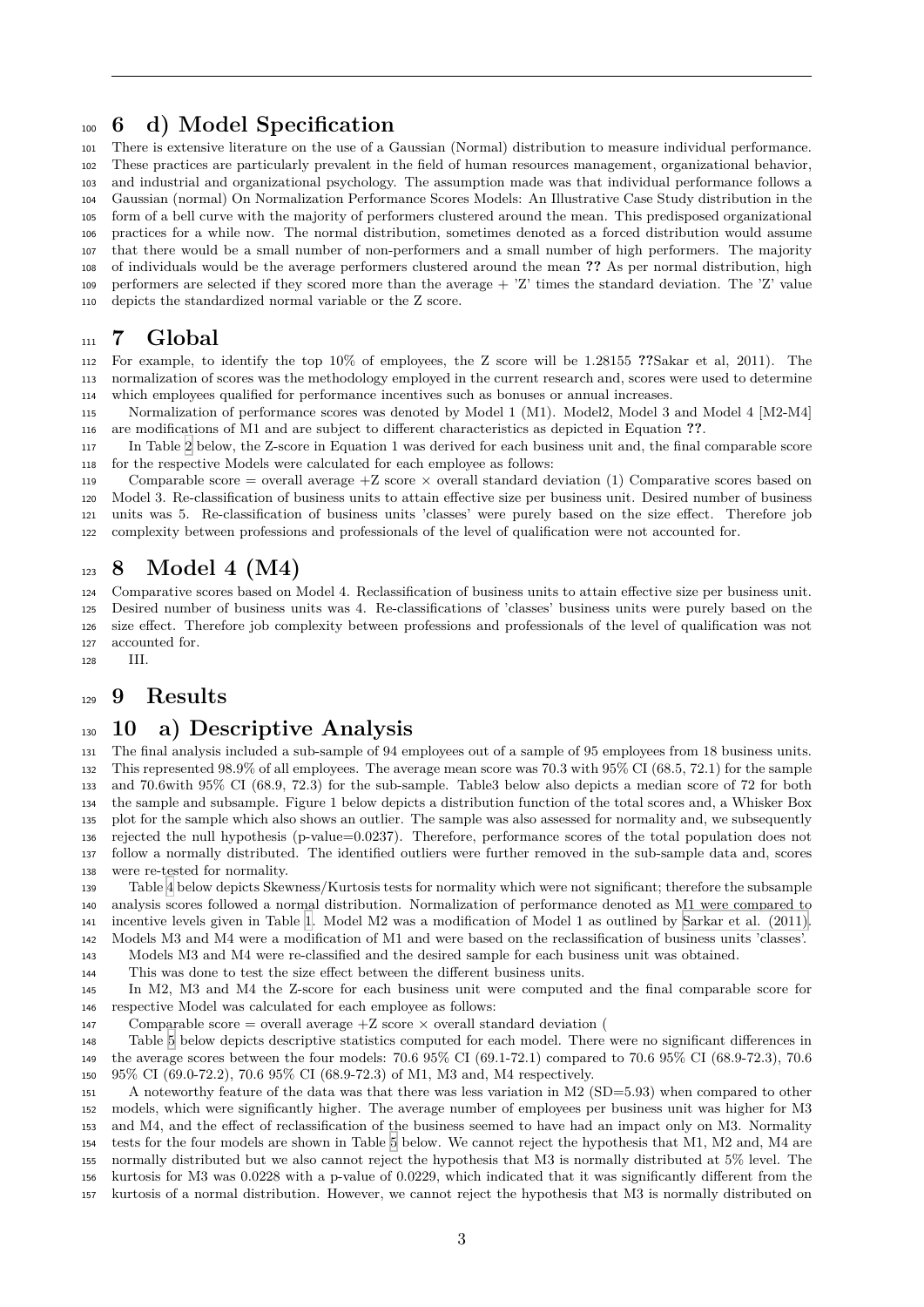# 6 d) Model Specification

There is extensive literature on the use of a Gaussian (Normal) distribution to measure individual performance. These practices are particularly prevalent in the field of human resources management, organizational behavior, and industrial and organizational psychology. The assumption made was that individual performance follows a Gaussian (normal) On Normalization Performance Scores Models: An Illustrative Case Study distribution in the form of a bell curve with the majority of performers clustered around the mean. This predisposed organizational practices for a while now. The normal distribution, sometimes denoted as a forced distribution would assume that there would be a small number of non-performers and a small number of high performers. The majority of individuals would be the average performers clustered around the mean **??** As per normal distribution, high performers are selected if they scored more than the average + 'Z' times the standard deviation. The 'Z' value depicts the standardized normal variable or the Z score.

# 7 Global

For example, to identify the top 10% of employees, the Z score will be 1.28155 **??**Sakar et al, 2011). The normalization of scores was the methodology employed in the current research and, scores were used to determine which employees qualified for performance incentives such as bonuses or annual increases.

Normalization of performance scores was denoted by Model 1 (M1). Model2, Model 3 and Model 4 [M2-M4] are modifications of M1 and are subject to different characteristics as depicted in Equation **??**.

In Table 2 below, the Z-score in Equation 1 was derived for each business unit and, the final comparable score for the respective Models were calculated for each employee as follows:

Comparable score = overall average +Z score × overall standard deviation (1) Comparative scores based on Model 3. Re-classification of business units to attain effective size per business unit. Desired number of business units was 5. Re-classification of business units 'classes' were purely based on the size effect. Therefore job complexity between professions and professionals of the level of qualification were not accounted for.

# 8 Model 4 (M4)

Comparative scores based on Model 4. Reclassification of business units to attain effective size per business unit. Desired number of business units was 4. Re-classifications of 'classes' business units were purely based on the size effect. Therefore job complexity between professions and professionals of the level of qualification was not accounted for.

III.

# 9 Results

# 10 a) Descriptive Analysis

The final analysis included a sub-sample of 94 employees out of a sample of 95 employees from 18 business units. This represented 98.9% of all employees. The average mean score was 70.3 with 95% CI (68.5, 72.1) for the sample and 70.6with 95% CI (68.9, 72.3) for the sub-sample. Table3 below also depicts a median score of 72 for both the sample and subsample. Figure 1 below depicts a distribution function of the total scores and, a Whisker Box plot for the sample which also shows an outlier. The sample was also assessed for normality and, we subsequently rejected the null hypothesis (p-value=0.0237). Therefore, performance scores of the total population does not follow a normally distributed. The identified outliers were further removed in the sub-sample data and, scores were re-tested for normality.

Table 4 below depicts Skewness/Kurtosis tests for normality which were not significant; therefore the subsample analysis scores followed a normal distribution. Normalization of performance denoted as M1 were compared to incentive levels given in Table 1. Model M2 was a modification of Model 1 as outlined by Sarkar et al. (2011). Models M3 and M4 were a modification of M1 and were based on the reclassification of business units 'classes'.

Models M3 and M4 were re-classified and the desired sample for each business unit was obtained.

This was done to test the size effect between the different business units.

In M2, M3 and M4 the Z-score for each business unit were computed and the final comparable score for respective Model was calculated for each employee as follows:

Comparable score = overall average +Z score × overall standard deviation (

Table 5 below depicts descriptive statistics computed for each model. There were no significant differences in the average scores between the four models: 70.6 95% CI (69.1-72.1) compared to 70.6 95% CI (68.9-72.3), 70.6 95% CI (69.0-72.2), 70.6 95% CI (68.9-72.3) of M1, M3 and, M4 respectively.

A noteworthy feature of the data was that there was less variation in M2 (SD=5.93) when compared to other models, which were significantly higher. The average number of employees per business unit was higher for M3 and M4, and the effect of reclassification of the business seemed to have had an impact only on M3. Normality tests for the four models are shown in Table 5 below. We cannot reject the hypothesis that M1, M2 and, M4 are normally distributed but we also cannot reject the hypothesis that M3 is normally distributed at 5% level. The kurtosis for M3 was 0.0228 with a p-value of 0.0229, which indicated that it was significantly different from the kurtosis of a normal distribution. However, we cannot reject the hypothesis that M3 is normally distributed on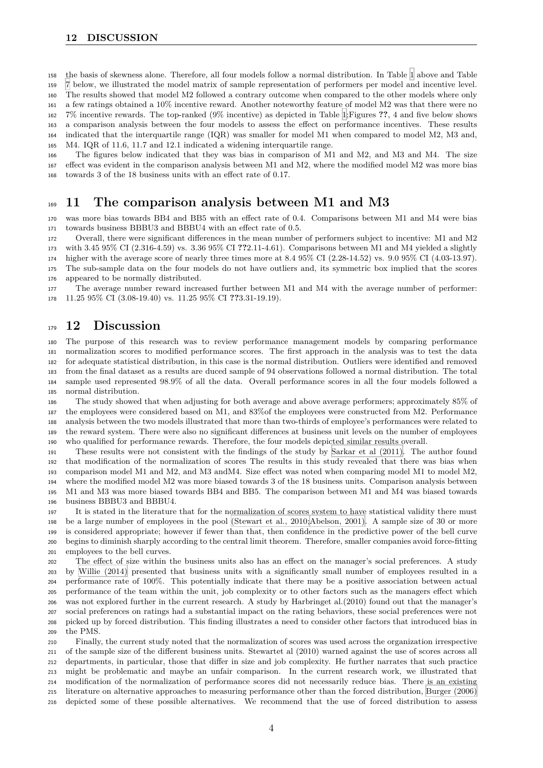the basis of skewness alone. Therefore, all four models follow a normal distribution. In Table 1 above and Table 7 below, we illustrated the model matrix of sample representation of performers per model and incentive level. The results showed that model M2 followed a contrary outcome when compared to the other models where only a few ratings obtained a 10% incentive reward. Another noteworthy feature of model M2 was that there were no 7% incentive rewards. The top-ranked (9% incentive) as depicted in Table 1;Figures **??**, 4 and five below shows a comparison analysis between the four models to assess the effect on performance incentives. These results indicated that the interquartile range (IQR) was smaller for model M1 when compared to model M2, M3 and, M4. IQR of 11.6, 11.7 and 12.1 indicated a widening interquartile range.

The figures below indicated that they was bias in comparison of M1 and M2, and M3 and M4. The size effect was evident in the comparison analysis between M1 and M2, where the modified model M2 was more bias towards 3 of the 18 business units with an effect rate of 0.17.

# 11 The comparison analysis between M1 and M3

was more bias towards BB4 and BB5 with an effect rate of 0.4. Comparisons between M1 and M4 were bias towards business BBBU3 and BBBU4 with an effect rate of 0.5.

Overall, there were significant differences in the mean number of performers subject to incentive: M1 and M2 with 3.45 95% CI (2.316-4.59) vs. 3.36 95% CI **??**2.11-4.61). Comparisons between M1 and M4 yielded a slightly higher with the average score of nearly three times more at 8.4 95% CI (2.28-14.52) vs. 9.0 95% CI (4.03-13.97). The sub-sample data on the four models do not have outliers and, its symmetric box implied that the scores appeared to be normally distributed.

The average number reward increased further between M1 and M4 with the average number of performer: 11.25 95% CI (3.08-19.40) vs. 11.25 95% CI **??**3.31-19.19).

# 12 Discussion

The purpose of this research was to review performance management models by comparing performance normalization scores to modified performance scores. The first approach in the analysis was to test the data for adequate statistical distribution, in this case is the normal distribution. Outliers were identified and removed from the final dataset as a results are duced sample of 94 observations followed a normal distribution. The total sample used represented 98.9% of all the data. Overall performance scores in all the four models followed a normal distribution.

The study showed that when adjusting for both average and above average performers; approximately 85% of the employees were considered based on M1, and 83%of the employees were constructed from M2. Performance analysis between the two models illustrated that more than two-thirds of employee's performances were related to the reward system. There were also no significant differences at business unit levels on the number of employees who qualified for performance rewards. Therefore, the four models depicted similar results overall.

These results were not consistent with the findings of the study by Sarkar et al (2011). The author found that modification of the normalization of scores The results in this study revealed that there was bias when comparison model M1 and M2, and M3 andM4. Size effect was noted when comparing model M1 to model M2, where the modified model M2 was more biased towards 3 of the 18 business units. Comparison analysis between M1 and M3 was more biased towards BB4 and BB5. The comparison between M1 and M4 was biased towards business BBBU3 and BBBU4.

It is stated in the literature that for the normalization of scores system to have statistical validity there must be a large number of employees in the pool (Stewart et al., 2010;Abelson, 2001). A sample size of 30 or more is considered appropriate; however if fewer than that, then confidence in the predictive power of the bell curve begins to diminish sharply according to the central limit theorem. Therefore, smaller companies avoid force-fitting employees to the bell curves.

The effect of size within the business units also has an effect on the manager's social preferences. A study by Willie (2014) presented that business units with a significantly small number of employees resulted in a performance rate of 100%. This potentially indicate that there may be a positive association between actual performance of the team within the unit, job complexity or to other factors such as the managers effect which was not explored further in the current research. A study by Harbringet al.(2010) found out that the manager's social preferences on ratings had a substantial impact on the rating behaviors, these social preferences were not picked up by forced distribution. This finding illustrates a need to consider other factors that introduced bias in the PMS.

Finally, the current study noted that the normalization of scores was used across the organization irrespective of the sample size of the different business units. Stewartet al (2010) warned against the use of scores across all departments, in particular, those that differ in size and job complexity. He further narrates that such practice might be problematic and maybe an unfair comparison. In the current research work, we illustrated that modification of the normalization of performance scores did not necessarily reduce bias. There is an existing literature on alternative approaches to measuring performance other than the forced distribution, Burger (2006) depicted some of these possible alternatives. We recommend that the use of forced distribution to assess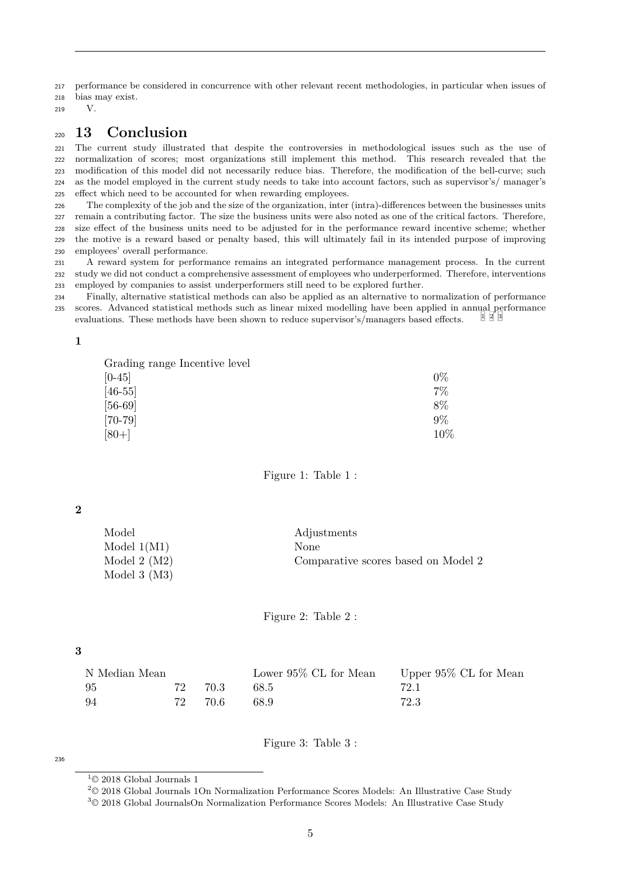performance be considered in concurrence with other relevant recent methodologies, in particular when issues of bias may exist.

V.

# 13 Conclusion

The current study illustrated that despite the controversies in methodological issues such as the use of normalization of scores; most organizations still implement this method. This research revealed that the modification of this model did not necessarily reduce bias. Therefore, the modification of the bell-curve; such as the model employed in the current study needs to take into account factors, such as supervisor's/ manager's effect which need to be accounted for when rewarding employees.

The complexity of the job and the size of the organization, inter (intra)-differences between the businesses units remain a contributing factor. The size the business units were also noted as one of the critical factors. Therefore, size effect of the business units need to be adjusted for in the performance reward incentive scheme; whether the motive is a reward based or penalty based, this will ultimately fail in its intended purpose of improving employees' overall performance.

A reward system for performance remains an integrated performance management process. In the current study we did not conduct a comprehensive assessment of employees who underperformed. Therefore, interventions employed by companies to assist underperformers still need to be explored further.

Finally, alternative statistical methods can also be applied as an alternative to normalization of performance scores. Advanced statistical methods such as linear mixed modelling have been applied in annual performance evaluations. These methods have been shown to reduce supervisor's/managers based effects. [1] [2] [3]

**1**

| Grading range | Incentive level |
|---|---|
| [0-45] | 0% |
| [46-55] | 7% |
| [56-69] | 8% |
| [70-79] | 9% |
| [80+] | 10% |

Figure 1: Table 1 :

**2**

| Model | Adjustments |
|---|---|
| Model 1(M1) | None |
| Model 2 (M2) | Comparative scores based on Model 2 |
| Model 3 (M3) | |

Figure 2: Table 2 :

**3**

| N | Median | Mean | Lower 95% CL for Mean | Upper 95% CL for Mean |
|---|---|---|---|---|
| 95 | 72 | 70.3 | 68.5 | 72.1 |
| 94 | 72 | 70.6 | 68.9 | 72.3 |

Figure 3: Table 3 :

[1] © 2018 Global Journals 1

[2] © 2018 Global Journals 1On Normalization Performance Scores Models: An Illustrative Case Study

[3] © 2018 Global JournalsOn Normalization Performance Scores Models: An Illustrative Case Study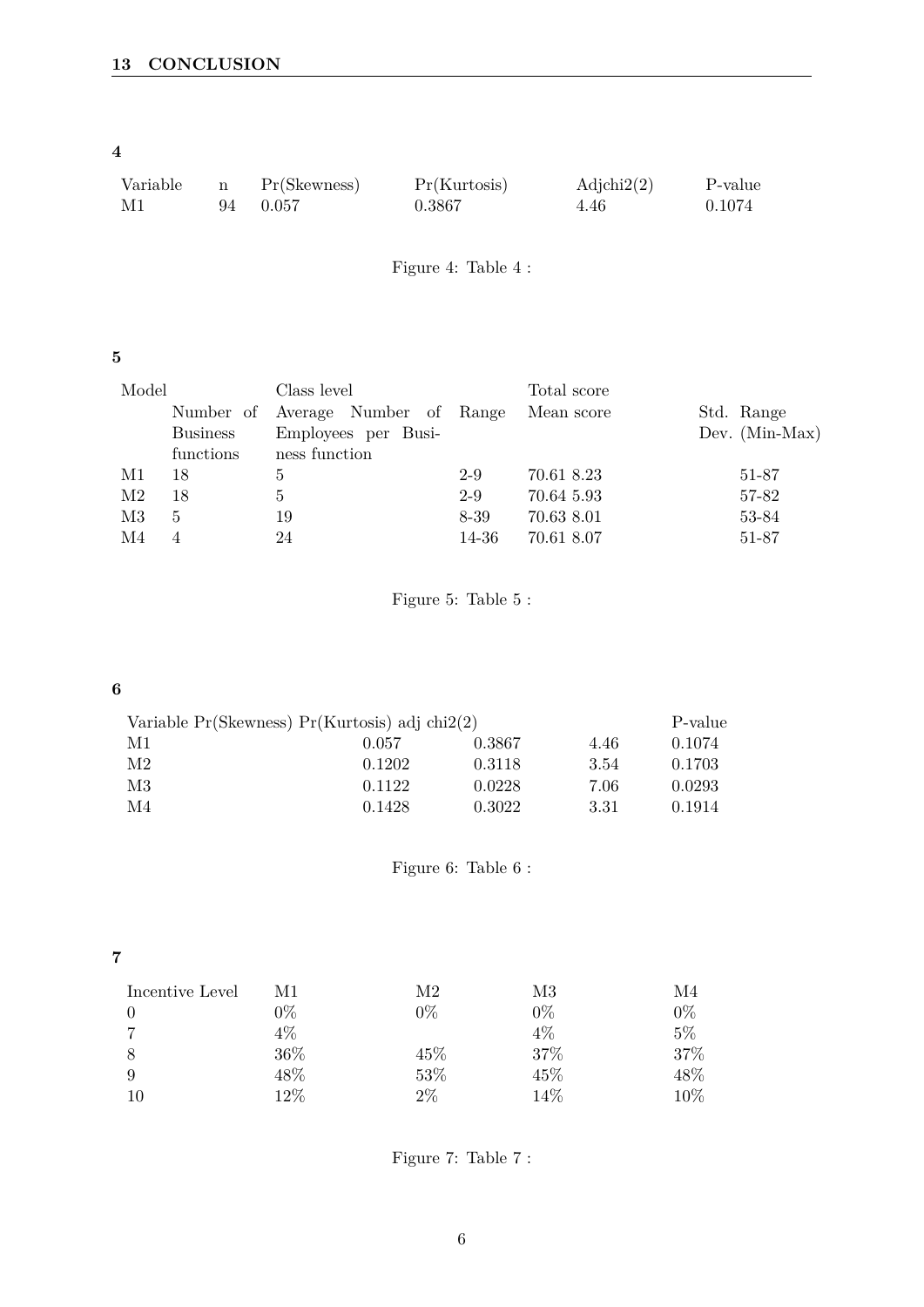**4**

| Variable | n | Pr(Skewness) | Pr(Kurtosis) | Adjchi2(2) | P-value |
|---|---|---|---|---|---|
| M1 | 94 | 0.057 | 0.3867 | 4.46 | 0.1074 |

Figure 4: Table 4 :

**5**

| Model | Class level | | | Total score | | |
|---|---|---|---|---|---|---|
| | Number of Business functions | Average Number of Employees per Business function | Range | Mean score | Std. Dev. | Range (Min-Max) |
| M1 | 18 | 5 | 2-9 | 70.61 | 8.23 | 51-87 |
| M2 | 18 | 5 | 2-9 | 70.64 | 5.93 | 57-82 |
| M3 | 5 | 19 | 8-39 | 70.63 | 8.01 | 53-84 |
| M4 | 4 | 24 | 14-36 | 70.61 | 8.07 | 51-87 |

Figure 5: Table 5 :

**6**

| Variable | Pr(Skewness) | Pr(Kurtosis) | adj chi2(2) | P-value |
|---|---|---|---|---|
| M1 | 0.057 | 0.3867 | 4.46 | 0.1074 |
| M2 | 0.1202 | 0.3118 | 3.54 | 0.1703 |
| M3 | 0.1122 | 0.0228 | 7.06 | 0.0293 |
| M4 | 0.1428 | 0.3022 | 3.31 | 0.1914 |

Figure 6: Table 6 :

**7**

| Incentive Level | M1 | M2 | M3 | M4 |
|---|---|---|---|---|
| 0 | 0% | 0% | 0% | 0% |
| 7 | 4% | | 4% | 5% |
| 8 | 36% | 45% | 37% | 37% |
| 9 | 48% | 53% | 45% | 48% |
| 10 | 12% | 2% | 14% | 10% |

Figure 7: Table 7 :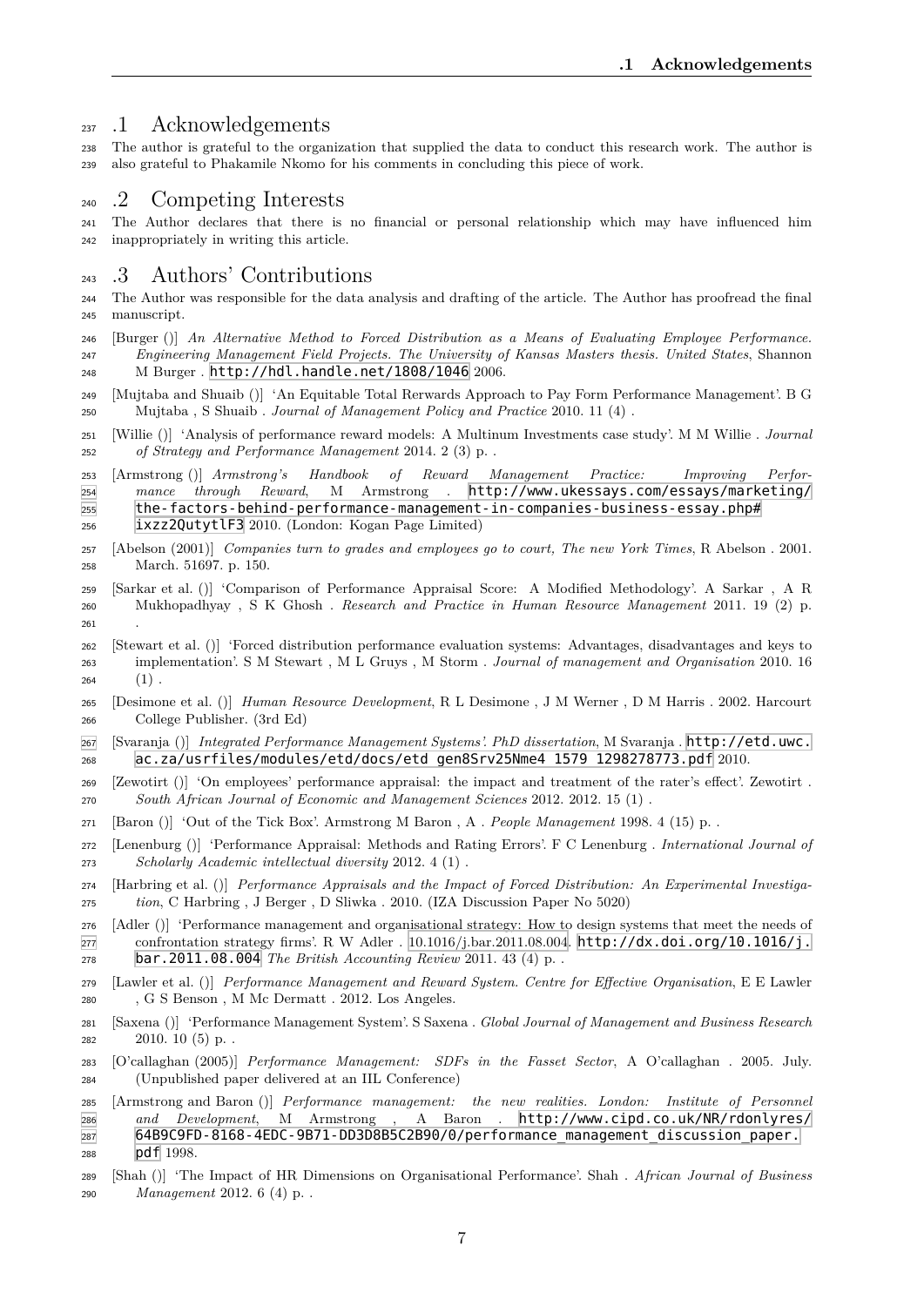## .1 Acknowledgements

The author is grateful to the organization that supplied the data to conduct this research work. The author is also grateful to Phakamile Nkomo for his comments in concluding this piece of work.

## .2 Competing Interests

The Author declares that there is no financial or personal relationship which may have influenced him inappropriately in writing this article.

## .3 Authors' Contributions

The Author was responsible for the data analysis and drafting of the article. The Author has proofread the final manuscript.

[Burger ()] *An Alternative Method to Forced Distribution as a Means of Evaluating Employee Performance. Engineering Management Field Projects. The University of Kansas Masters thesis. United States*, Shannon M Burger . http://hdl.handle.net/1808/1046 2006.

[Mujtaba and Shuaib ()] 'An Equitable Total Rerwards Approach to Pay Form Performance Management'. B G Mujtaba , S Shuaib . *Journal of Management Policy and Practice* 2010. 11 (4) .

[Willie ()] 'Analysis of performance reward models: A Multinum Investments case study'. M M Willie . *Journal of Strategy and Performance Management* 2014. 2 (3) p. .

[Armstrong ()] *Armstrong's Handbook of Reward Management Practice: Improving Performance through Reward*, M Armstrong . http://www.ukessays.com/essays/marketing/the-factors-behind-performance-management-in-companies-business-essay.php#ixzz2QutytlF3 2010. (London: Kogan Page Limited)

[Abelson (2001)] *Companies turn to grades and employees go to court, The new York Times*, R Abelson . 2001. March. 51697. p. 150.

[Sarkar et al. ()] 'Comparison of Performance Appraisal Score: A Modified Methodology'. A Sarkar , A R Mukhopadhyay , S K Ghosh . *Research and Practice in Human Resource Management* 2011. 19 (2) p. .

[Stewart et al. ()] 'Forced distribution performance evaluation systems: Advantages, disadvantages and keys to implementation'. S M Stewart , M L Gruys , M Storm . *Journal of management and Organisation* 2010. 16 (1) .

[Desimone et al. ()] *Human Resource Development*, R L Desimone , J M Werner , D M Harris . 2002. Harcourt College Publisher. (3rd Ed)

[Svaranja ()] *Integrated Performance Management Systems'. PhD dissertation*, M Svaranja . http://etd.uwc.ac.za/usrfiles/modules/etd/docs/etd_gen8Srv25Nme4_1579_1298278773.pdf 2010.

[Zewotirt ()] 'On employees' performance appraisal: the impact and treatment of the rater's effect'. Zewotirt . *South African Journal of Economic and Management Sciences* 2012. 2012. 15 (1) .

[Baron ()] 'Out of the Tick Box'. Armstrong M Baron , A . *People Management* 1998. 4 (15) p. .

[Lenenburg ()] 'Performance Appraisal: Methods and Rating Errors'. F C Lenenburg . *International Journal of Scholarly Academic intellectual diversity* 2012. 4 (1) .

[Harbring et al. ()] *Performance Appraisals and the Impact of Forced Distribution: An Experimental Investigation*, C Harbring , J Berger , D Sliwka . 2010. (IZA Discussion Paper No 5020)

[Adler ()] 'Performance management and organisational strategy: How to design systems that meet the needs of confrontation strategy firms'. R W Adler . 10.1016/j.bar.2011.08.004. http://dx.doi.org/10.1016/j.bar.2011.08.004 *The British Accounting Review* 2011. 43 (4) p. .

[Lawler et al. ()] *Performance Management and Reward System. Centre for Effective Organisation*, E E Lawler , G S Benson , M Mc Dermatt . 2012. Los Angeles.

[Saxena ()] 'Performance Management System'. S Saxena . *Global Journal of Management and Business Research* 2010. 10 (5) p. .

[O'callaghan (2005)] *Performance Management: SDFs in the Fasset Sector*, A O'callaghan . 2005. July. (Unpublished paper delivered at an IIL Conference)

[Armstrong and Baron ()] *Performance management: the new realities. London: Institute of Personnel and Development*, M Armstrong , A Baron . http://www.cipd.co.uk/NR/rdonlyres/64B9C9FD-8168-4EDC-9B71-DD3D8B5C2B90/0/performance_management_discussion_paper.pdf 1998.

[Shah ()] 'The Impact of HR Dimensions on Organisational Performance'. Shah . *African Journal of Business Management* 2012. 6 (4) p. .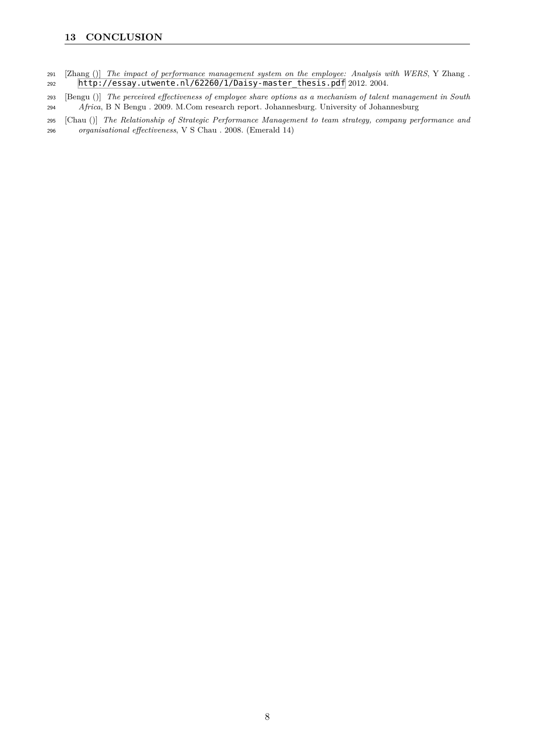[Zhang ()] *The impact of performance management system on the employee: Analysis with WERS*, Y Zhang . http://essay.utwente.nl/62260/1/Daisy-master_thesis.pdf 2012. 2004.

[Bengu ()] *The perceived effectiveness of employee share options as a mechanism of talent management in South Africa*, B N Bengu . 2009. M.Com research report. Johannesburg. University of Johannesburg

[Chau ()] *The Relationship of Strategic Performance Management to team strategy, company performance and organisational effectiveness*, V S Chau . 2008. (Emerald 14)